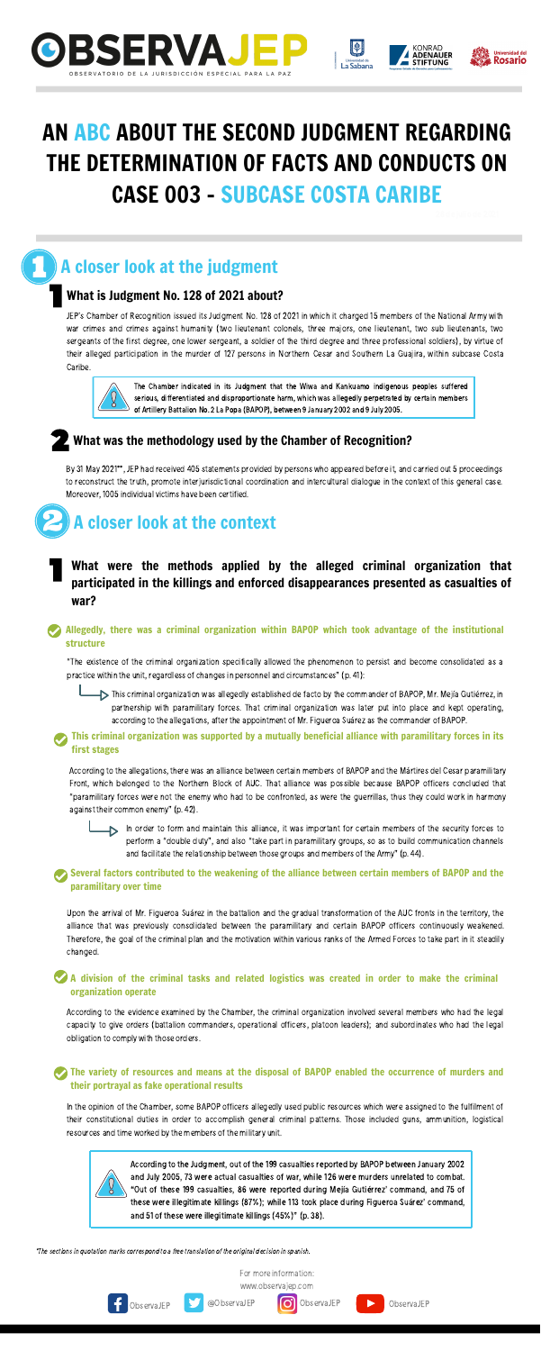# AN ABC ABOUT THE SECOND JUDGMENT REGARDING THE DETERMINATION OF FACTS AND CONDUCTS ON CASE 003 - SUBCASE COSTA CARIBE

## 1 A closer look at the judgment

### 1 What is Judgment No. 128 of 2021 about?

JEP's Chamber of Recognition issued its Judgment No. 128 of 2021 in which it charged 15 members of the National Army with war crimes and crimes against humanity (two lieutenant colonels, three majors, one lieutenant, two sub lieutenants, two sergeants of the first degree, one lower sergeant, a soldier of the third degree and three professional soldiers), by virtue of their alleged participation in the murder of 127 persons in Northern Cesar and Southern La Guajira, within subcase Costa Caribe.

> The Chamber indicated in its Judgment that the Wiwa and Kankuamo indigenous peoples suffered serious, differentiated and disproportionate harm, which was allegedly perpetrated by certain members of Artillery Battalion No. 2 La Popa (BAPOP), between 9 January 2002 and 9 July 2005.

### 2 What was the methodology used by the Chamber of Recognition?

By 31 May 2021**, JEP had received 405 statements provided by persons who appeared before it, and carried out 5 proceedings to reconstruct the truth, promote interjurisdictional coordination and intercultural dialogue in the context of this general case. Moreover, 1005 individual victims have been certified.

## 2 A closer look at the context

### 1 What were the methods applied by the alleged criminal organization that participated in the killings and enforced disappearances presented as casualties of war?

**Allegedly, there was a criminal organization within BAPOP which took advantage of the institutional structure**

"The existence of the criminal organization specifically allowed the phenomenon to persist and become consolidated as a practice within the unit, regardless of changes in personnel and circumstances" (p. 41):

- This criminal organization was allegedly established de facto by the commander of BAPOP, Mr. Mejía Gutiérrez, in partnership with paramilitary forces. That criminal organization was later put into place and kept operating, according to the allegations, after the appointment of Mr. Figueroa Suárez as the commander of BAPOP.

**This criminal organization was supported by a mutually beneficial alliance with paramilitary forces in its first stages**

According to the allegations, there was an alliance between certain members of BAPOP and the Mártires del Cesar paramilitary Front, which belonged to the Northern Block of AUC. That alliance was possible because BAPOP officers concluded that "paramilitary forces were not the enemy who had to be confronted, as were the guerrillas, thus they could work in harmony against their common enemy" (p. 42).

- In order to form and maintain this alliance, it was important for certain members of the security forces to perform a "double duty", and also "take part in paramilitary groups, so as to build communication channels and facilitate the relationship between those groups and members of the Army" (p. 44).

**Several factors contributed to the weakening of the alliance between certain members of BAPOP and the paramilitary over time**

Upon the arrival of Mr. Figueroa Suárez in the battalion and the gradual transformation of the AUC fronts in the territory, the alliance that was previously consolidated between the paramilitary and certain BAPOP officers continuously weakened. Therefore, the goal of the criminal plan and the motivation within various ranks of the Armed Forces to take part in it steadily changed.

**A division of the criminal tasks and related logistics was created in order to make the criminal organization operate**

According to the evidence examined by the Chamber, the criminal organization involved several members who had the legal capacity to give orders (battalion commanders, operational officers, platoon leaders); and subordinates who had the legal obligation to comply with those orders.

**The variety of resources and means at the disposal of BAPOP enabled the occurrence of murders and their portrayal as fake operational results**

In the opinion of the Chamber, some BAPOP officers allegedly used public resources which were assigned to the fulfillment of their constitutional duties in order to accomplish general criminal patterns. Those included guns, ammunition, logistical resources and time worked by the members of the military unit.

> According to the Judgment, out of the 199 casualties reported by BAPOP between January 2002 and July 2005, 73 were actual casualties of war, while 126 were murders unrelated to combat. "Out of these 199 casualties, 86 were reported during Mejía Gutiérrez' command, and 75 of these were illegitimate killings (87%); while 113 took place during Figueroa Suárez' command, and 51 of these were illegitimate killings (45%)" (p. 38).

*The sections in quotation marks correspond to a free translation of the original decision in spanish.

For more information: www.observajep.com

ObservaJEP | @ObservaJEP | ObservaJEP | ObservaJEP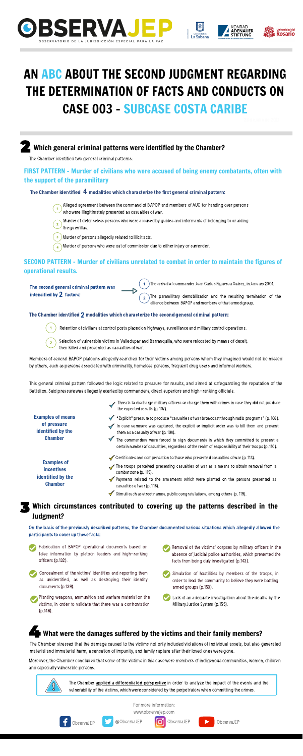# AN ABC ABOUT THE SECOND JUDGMENT REGARDING THE DETERMINATION OF FACTS AND CONDUCTS ON CASE 003 - SUBCASE COSTA CARIBE

## 2 Which general criminal patterns were identified by the Chamber?

The Chamber identified two general criminal patterns:

### FIRST PATTERN - Murder of civilians who were accused of being enemy combatants, often with the support of the paramilitary

**The Chamber identified 4 modalities which characterize the first general criminal pattern:**

1. Alleged agreement between the command of BAPOP and members of AUC for handing over persons who were illegitimately presented as casualties of war.
2. Murder of defenseless persons who were accused by guides and informants of belonging to or aiding the guerrillas.
3. Murder of persons allegedly related to illicit acts.
4. Murder of persons who were out of commission due to either injury or surrender.

### SECOND PATTERN - Murder of civilians unrelated to combat in order to maintain the figures of operational results.

**The second general criminal pattern was intensified by 2 factors:**

1. The arrival of commander Juan Carlos Figueroa Suárez, in January 2004.
2. The paramilitary demobilization and the resulting termination of the alliance between BAPOP and members of that armed group.

**The Chamber identified 2 modalities which characterize the second general criminal pattern:**

1. Retention of civilians at control posts placed on highways, surveillance and military control operations.
2. Selection of vulnerable victims in Valledupar and Barranquilla, who were relocated by means of deceit, then killed and presented as casualties of war.

Members of several BAPOP platoons allegedly searched for their victims among persons whom they imagined would not be missed by others, such as persons associated with criminality, homeless persons, frequent drug users and informal workers.

This general criminal pattern followed the logic related to pressure for results, and aimed at safeguarding the reputation of the Battalion. Said pressure was allegedly exerted by commanders, direct superiors and high-ranking officials.

**Examples of means of pressure identified by the Chamber**

- Threats to discharge military officers or charge them with crimes in case they did not produce the expected results (p. 107).
- "Explicit" pressure to produce "casualties of war broadcast through radio programs" (p. 106).
- In case someone was captured, the explicit or implicit order was to kill them and present them as a casualty of war (p. 108).
- The commanders were forced to sign documents in which they committed to present a certain number of casualties, regardless of the realm of responsibility of their troops (p. 110).

**Examples of incentives identified by the Chamber**

- Certificates and compensation to those who presented casualties of war (p. 113).
- The troops perceived presenting casualties of war as a means to obtain removal from a combat zone (p. 115).
- Payments related to the armaments which were planted on the persons presented as casualties of war (p. 118).
- Stimuli such as street names, public congratulations, among others (p. 119).

## 3 Which circumstances contributed to covering up the patterns described in the Judgment?

**On the basis of the previously described patterns, the Chamber documented various situations which allegedly allowed the participants to cover up these facts:**

- Fabrication of BAPOP operational documents based on false information by platoon leaders and high-ranking officers (p. 132).
- Concealment of the victims' identities and reporting them as unidentified, as well as destroying their identity documents (p. 139).
- Planting weapons, ammunition and warfare material on the victims, in order to validate that there was a confrontation (p. 146).
- Removal of the victims' corpses by military officers in the absence of judicial police authorities, which prevented the facts from being duly investigated (p. 143).
- Simulation of hostilities by members of the troops, in order to lead the community to believe they were battling armed groups (p. 150).
- Lack of an adequate investigation about the deaths by the Military Justice System (p. 155).

## 4 What were the damages suffered by the victims and their family members?

The Chamber stressed that the damage caused to the victims not only included violations of individual assets, but also generated material and immaterial harm, a sensation of impunity, and family rupture after their loved ones were gone.

Moreover, the Chamber concluded that some of the victims in this case were members of indigenous communities, women, children and especially vulnerable persons.

The Chamber applied a differentiated perspective in order to analyze the impact of the events and the vulnerability of the victims, which were considered by the perpetrators when committing the crimes.

For more information:
www.observajep.com

ObservaJEP | @ObservaJEP | ObservaJEP | ObservaJEP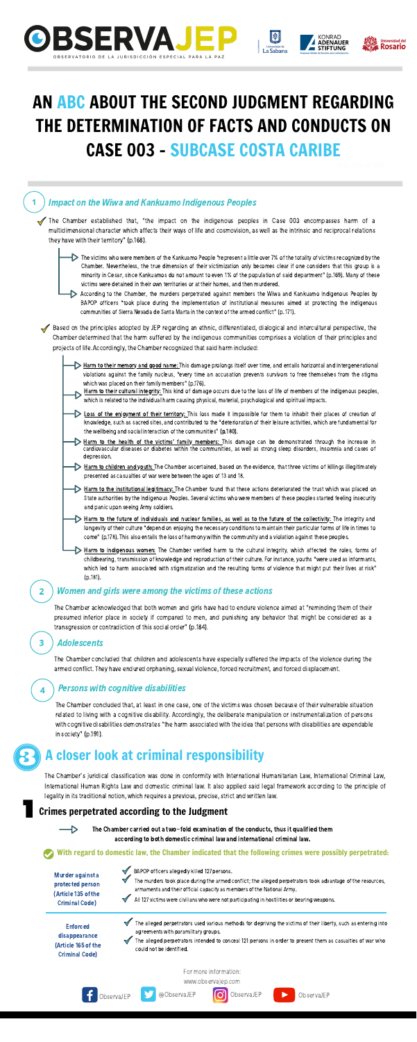# AN ABC ABOUT THE SECOND JUDGMENT REGARDING THE DETERMINATION OF FACTS AND CONDUCTS ON CASE 003 - SUBCASE COSTA CARIBE

## 1 *Impact on the Wiwa and Kankuamo Indigenous Peoples*

- The Chamber established that, "the impact on the indigenous peoples in Case 003 encompasses harm of a multidimensional character which affects their ways of life and cosmovision, as well as the intrinsic and reciprocal relations they have with their territory" (p.168).
  - The victims who were members of the Kankuamo People "represent a little over 7% of the totality of victims recognized by the Chamber. Nevertheless, the true dimension of their victimization only becomes clear if one considers that this group is a minority in Cesar, since Kankuamos do not amount to even 1% of the population of said department" (p.169). Many of these victims were detained in their own territories or at their homes, and then murdered.
  - According to the Chamber, the murders perpetrated against members the Wiwa and Kankuamo Indigenous Peoples by BAPOP officers "took place during the implementation of institutional measures aimed at protecting the indigenous communities of Sierra Nevada de Santa Marta in the context of the armed conflict" (p.171).
- Based on the principles adopted by JEP regarding an ethnic, differentiated, dialogical and intercultural perspective, the Chamber determined that the harm suffered by the indigenous communities comprises a violation of their principles and projects of life. Accordingly, the Chamber recognized that said harm included:
  - **Harm to their memory and good name:** This damage prolongs itself over time, and entails horizontal and intergenerational violations against the family nucleus, "every time an accusation prevents survivors to free themselves from the stigma which was placed on their family members" (p.176).
  - **Harm to their cultural integrity:** This kind of damage occurs due to the loss of life of members of the indigenous peoples, which is related to the individual harm causing physical, material, psychological and spiritual impacts.
  - **Loss of the enjoyment of their territory:** This loss made it impossible for them to inhabit their places of creation of knowledge, such as sacred sites, and contributed to the "deterioration of their leisure activities, which are fundamental for the wellbeing and social interaction of the communities" (p.180).
  - **Harm to the health of the victims' family members:** This damage can be demonstrated through the increase in cardiovascular diseases or diabetes within the communities, as well as strong sleep disorders, insomnia and cases of depression.
  - **Harm to children and youth:** The Chamber ascertained, based on the evidence, that three victims of killings illegitimately presented as casualties of war were between the ages of 13 and 18.
  - **Harm to the institutional legitimacy:** The Chamber found that these actions deteriorated the trust which was placed on State authorities by the indigenous Peoples. Several victims who were members of these peoples started feeling insecurity and panic upon seeing Army soldiers.
  - **Harm to the future of individuals and nuclear families, as well as to the future of the collectivity:** The integrity and longevity of their culture "depend on enjoying the necessary conditions to maintain their particular forms of life in times to come" (p.178). This also entails the loss of harmony within the community and a violation against these peoples.
  - **Harm to indigenous women:** The Chamber verified harm to the cultural integrity, which affected the roles, forms of childbearing, transmission of knowledge and reproduction of their culture. For instance, youths "were used as informants, which led to harm associated with stigmatization and the resulting forms of violence that might put their lives at risk" (p.181).

## 2 *Women and girls were among the victims of these actions*

The Chamber acknowledged that both women and girls have had to endure violence aimed at "reminding them of their presumed inferior place in society if compared to men, and punishing any behavior that might be considered as a transgression or contradiction of this social order" (p.184).

## 3 *Adolescents*

The Chamber concluded that children and adolescents have especially suffered the impacts of the violence during the armed conflict. They have endured orphaning, sexual violence, forced recruitment, and forced displacement.

## 4 *Persons with cognitive disabilities*

The Chamber concluded that, at least in one case, one of the victims was chosen because of their vulnerable situation related to living with a cognitive disability. Accordingly, the deliberate manipulation or instrumentalization of persons with cognitive disabilities demonstrates "the harm associated with the idea that persons with disabilities are expendable in society" (p.191).

# 3 A closer look at criminal responsibility

The Chamber's juridical classification was done in conformity with International Humanitarian Law, International Criminal Law, International Human Rights Law and domestic criminal law. It also applied said legal framework according to the principle of legality in its traditional notion, which requires a previous, precise, strict and written law.

## 1 Crimes perpetrated according to the Judgment

**The Chamber carried out a two-fold examination of the conducts, thus it qualified them according to both domestic criminal law and international criminal law.**

**With regard to domestic law, the Chamber indicated that the following crimes were possibly perpetrated:**

**Murder against a protected person (Article 135 of the Criminal Code)**

- BAPOP officers allegedly killed 127 persons.
- The murders took place during the armed conflict; the alleged perpetrators took advantage of the resources, armaments and their official capacity as members of the National Army.
- All 127 victims were civilians who were not participating in hostilities or bearing weapons.

**Enforced disappearance (Article 165 of the Criminal Code)**

- The alleged perpetrators used various methods for depriving the victims of their liberty, such as entering into agreements with paramilitary groups.
- The alleged perpetrators intended to conceal 121 persons in order to present them as casualties of war who could not be identified.

For more information:
www.observajep.com

ObservaJEP | @ObservaJEP | ObservaJEP | ObservaJEP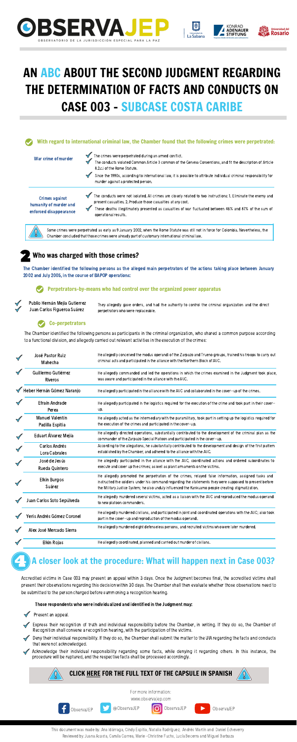# OBSERVAJEP

OBSERVATORIO DE LA JURISDICCIÓN ESPECIAL PARA LA PAZ

# AN ABC ABOUT THE SECOND JUDGMENT REGARDING THE DETERMINATION OF FACTS AND CONDUCTS ON CASE 003 - SUBCASE COSTA CARIBE

**With regard to international criminal law, the Chamber found that the following crimes were perpetrated:**

| | |
|---|---|
| War crime of murder | The crimes were perpetrated during an armed conflict.<br>The conducts violated Common Article 3 common of the Geneva Conventions, and fit the description of Article 8.2.c.i of the Rome Statute.<br>Since the 1990s, according to international law, it is possible to attribute individual criminal responsibility for murder against a protected person. |
| Crimes against humanity of murder and enforced disappearance | The conducts were not isolated. All crimes are closely related to two instructions: 1. Eliminate the enemy and present casualties. 2. Produce those casualties at any cost.<br>These deaths illegitimately presented as casualties of war fluctuated between 46% and 87% of the sum of operational results. |

Some crimes were perpetrated as early as 9 January 2002, when the Rome Statute was still not in force for Colombia. Nevertheless, the Chamber concluded that those crimes were already part of customary international criminal law.

## 2 Who was charged with those crimes?

**The Chamber identified the following persons as the alleged main perpetrators of the actions taking place between January 2002 and July 2005, in the course of BAPOP operations:**

### Perpetrators-by-means who had control over the organized power apparatus

| | |
|---|---|
| Publio Hernán Mejía Gutiérrez<br>Juan Carlos Figueroa Suárez | They allegedly gave orders, and had the authority to control the criminal organization and the direct perpetrators who were replaceable. |

### Co-perpetrators

The Chamber identified the following persons as participants in the criminal organization, who shared a common purpose according to a functional division, and allegedly carried out relevant activities in the execution of the crimes:

| | |
|---|---|
| José Pastor Ruiz Mahecha | He allegedly conceived the modus operandi of the Zarpazo and Trueno groups, trained his troops to carry out criminal acts and participated in the alliance with the Northern Block of AUC. |
| Guillermo Gutiérrez Riveros | He allegedly commanded and led the operations in which the crimes examined in the Judgment took place, was aware and participated in the alliance with the AUC. |
| Heber Hernán Gómez Naranjo | He allegedly participated in the alliance with the AUC and collaborated in the cover-up of the crimes. |
| Efraín Andrade Perea | He allegedly participated in the logistics required for the execution of the crime and took part in their cover-up. |
| Manuel Valentín Padilla Espitia | He allegedly acted as the intermediary with the paramilitary, took part in setting up the logistics required for the execution of the crimes and participated in the cover-up. |
| Eduart Álvarez Mejía | He allegedly directed operations, substantially contributed to the development of the criminal plan as the commander of the Zarpazo Special Platoon and participated in the cover-up. |
| Carlos Andrés Lora Cabrales | According to the allegations, he substantially contributed to the development and design of the first pattern established by the Chamber, and adhered to the alliance with the AUC. |
| José de Jesús Rueda Quintero | He allegedly participated in the alliance with the AUC, coordinated actions and ordered subordinates to execute and cover up the crimes; as well as plant armaments on the victims. |
| Elkin Burgos Suárez | He allegedly promoted the perpetration of the crimes, relayed false information, assigned tasks and instructed the soldiers under his command regarding the statements they were supposed to present before the Military Justice System; he also unduly influenced the Kankuamo people creating stigmatization. |
| Juan Carlos Soto Sepúlveda | He allegedly murdered several victims, acted as a liaison with the AUC and reproduced the modus operandi to new platoon commanders. |
| Yeris Andrés Gómez Coronel | He allegedly murdered civilians, and participated in joint and coordinated operations with the AUC; also took part in the cover-up and reproduction of the modus operandi. |
| Alex José Mercado Sierra | He allegedly murdered eight defenseless persons, and recruited victims who were later murdered. |
| Elkin Rojas | He allegedly coordinated, planned and carried out murder of civilians. |

## 4 A closer look at the procedure: What will happen next in Case 003?

Accredited victims in Case 003 may present an appeal within 3 days. Once the Judgment becomes final, the accredited victims shall present their observations regarding this decision within 30 days. The Chamber shall then evaluate whether those observations need to be submitted to the person charged before summoning a recognition hearing.

**Those respondents who were individualized and identified in the Judgment may:**

- Present an appeal.
- Express their recognition of truth and individual responsibility before the Chamber, in writing. If they do so, the Chamber of Recognition shall convene a recognition hearing, with the participation of the victims.
- Deny their individual responsibility. If they do so, the Chamber shall submit the matter to the UIA regarding the facts and conducts that were not acknowledged.
- Acknowledge their individual responsibility regarding some facts, while denying it regarding others. In this instance, the procedure will be ruptured, and the respective facts shall be processed accordingly.

**CLICK HERE FOR THE FULL TEXT OF THE CAPSULE IN SPANISH**

For more information:
www.observajep.com

ObservaJEP | @ObservaJEP | ObservaJEP | ObservaJEP

This document was made by: Ana Idárraga, Cindy Espitia, Natalia Rodríguez, Andrés Martín and Daniel Echeverry
Reviewed by: Juana Acosta, Camila Correa, Marie-Christine Fuchs, Lucía Becerra and Miguel Barboza